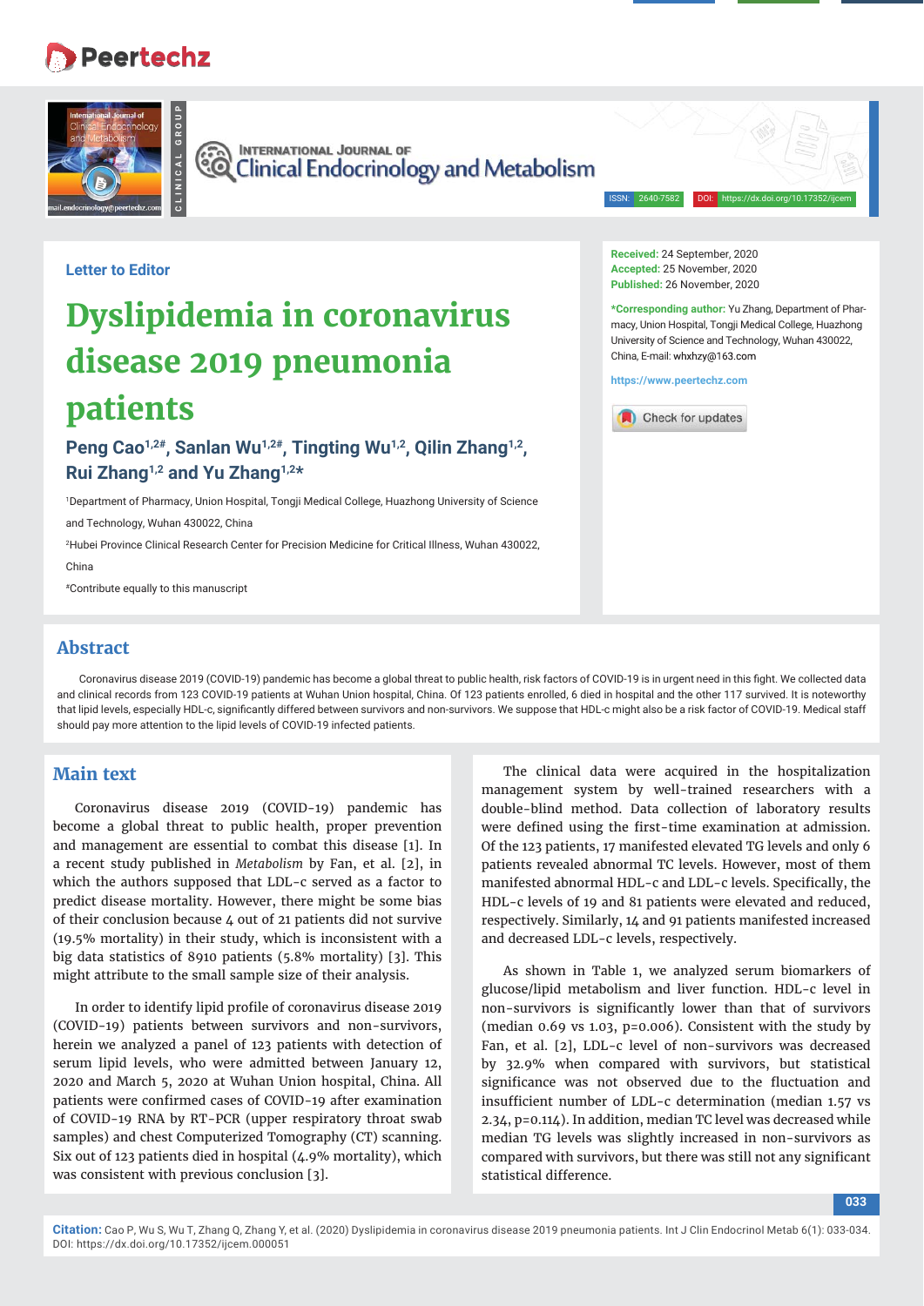Letter to Editor

# Dyslipidemia in coronavirus disease 2019 pneumonia patients

**Peng Cao[1,2#], Sanlan Wu[1,2#], Tingting Wu[1,2], Qilin Zhang[1,2], Rui Zhang[1,2] and Yu Zhang[1,2]***

[1]Department of Pharmacy, Union Hospital, Tongji Medical College, Huazhong University of Science and Technology, Wuhan 430022, China

[2]Hubei Province Clinical Research Center for Precision Medicine for Critical Illness, Wuhan 430022, China

[#]Contribute equally to this manuscript

**Received:** 24 September, 2020
**Accepted:** 25 November, 2020
**Published:** 26 November, 2020

***Corresponding author:** Yu Zhang, Department of Pharmacy, Union Hospital, Tongji Medical College, Huazhong University of Science and Technology, Wuhan 430022, China, E-mail: whxhzy@163.com

https://www.peertechz.com

## Abstract

Coronavirus disease 2019 (COVID-19) pandemic has become a global threat to public health, risk factors of COVID-19 is in urgent need in this fight. We collected data and clinical records from 123 COVID-19 patients at Wuhan Union hospital, China. Of 123 patients enrolled, 6 died in hospital and the other 117 survived. It is noteworthy that lipid levels, especially HDL-c, significantly differed between survivors and non-survivors. We suppose that HDL-c might also be a risk factor of COVID-19. Medical staff should pay more attention to the lipid levels of COVID-19 infected patients.

## Main text

Coronavirus disease 2019 (COVID-19) pandemic has become a global threat to public health, proper prevention and management are essential to combat this disease [1]. In a recent study published in *Metabolism* by Fan, et al. [2], in which the authors supposed that LDL-c served as a factor to predict disease mortality. However, there might be some bias of their conclusion because 4 out of 21 patients did not survive (19.5% mortality) in their study, which is inconsistent with a big data statistics of 8910 patients (5.8% mortality) [3]. This might attribute to the small sample size of their analysis.

In order to identify lipid profile of coronavirus disease 2019 (COVID-19) patients between survivors and non-survivors, herein we analyzed a panel of 123 patients with detection of serum lipid levels, who were admitted between January 12, 2020 and March 5, 2020 at Wuhan Union hospital, China. All patients were confirmed cases of COVID-19 after examination of COVID-19 RNA by RT-PCR (upper respiratory throat swab samples) and chest Computerized Tomography (CT) scanning. Six out of 123 patients died in hospital (4.9% mortality), which was consistent with previous conclusion [3].

The clinical data were acquired in the hospitalization management system by well-trained researchers with a double-blind method. Data collection of laboratory results were defined using the first-time examination at admission. Of the 123 patients, 17 manifested elevated TG levels and only 6 patients revealed abnormal TC levels. However, most of them manifested abnormal HDL-c and LDL-c levels. Specifically, the HDL-c levels of 19 and 81 patients were elevated and reduced, respectively. Similarly, 14 and 91 patients manifested increased and decreased LDL-c levels, respectively.

As shown in Table 1, we analyzed serum biomarkers of glucose/lipid metabolism and liver function. HDL-c level in non-survivors is significantly lower than that of survivors (median 0.69 vs 1.03, $p=0.006$). Consistent with the study by Fan, et al. [2], LDL-c level of non-survivors was decreased by 32.9% when compared with survivors, but statistical significance was not observed due to the fluctuation and insufficient number of LDL-c determination (median 1.57 vs 2.34, $p=0.114$). In addition, median TC level was decreased while median TG levels was slightly increased in non-survivors as compared with survivors, but there was still not any significant statistical difference.

**Citation:** Cao P, Wu S, Wu T, Zhang Q, Zhang Y, et al. (2020) Dyslipidemia in coronavirus disease 2019 pneumonia patients. Int J Clin Endocrinol Metab 6(1): 033-034. DOI: https://dx.doi.org/10.17352/ijcem.000051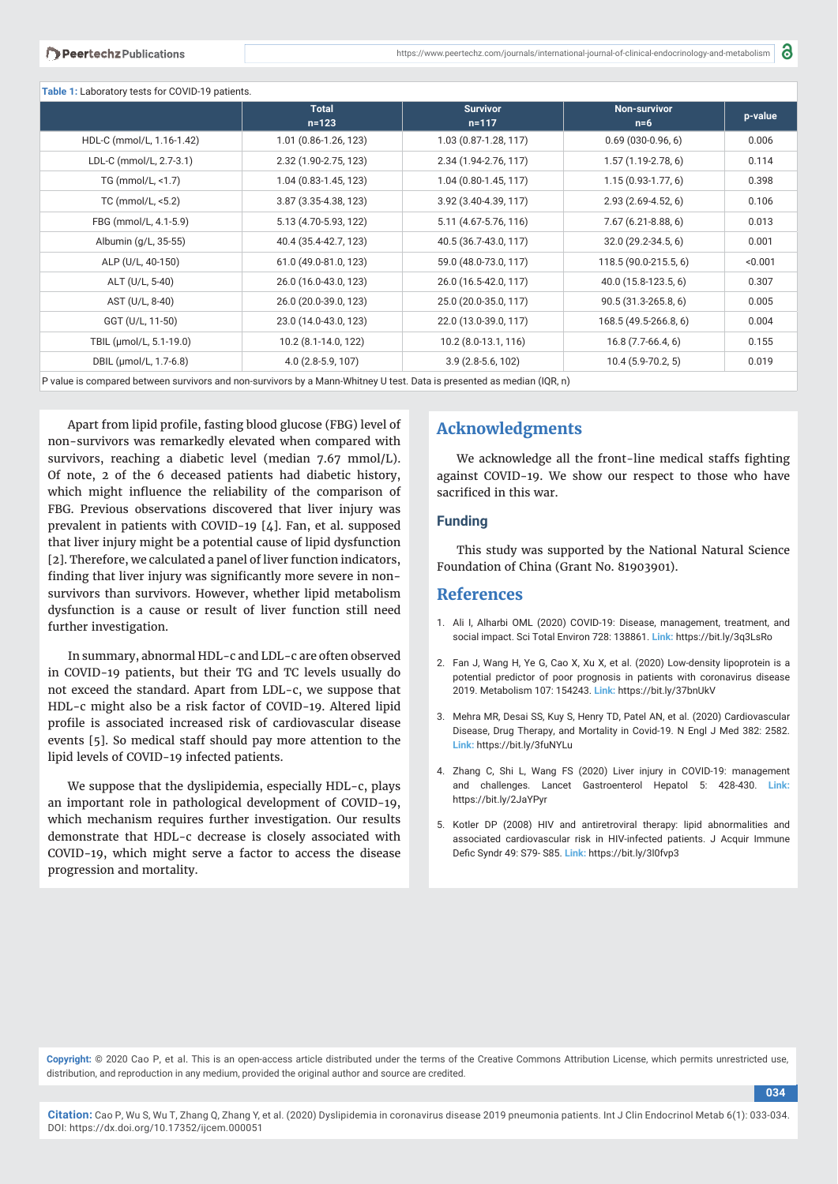**Table 1:** Laboratory tests for COVID-19 patients.

| | Total n=123 | Survivor n=117 | Non-survivor n=6 | p-value |
|---|---|---|---|---|
| HDL-C (mmol/L, 1.16-1.42) | 1.01 (0.86-1.26, 123) | 1.03 (0.87-1.28, 117) | 0.69 (030-0.96, 6) | 0.006 |
| LDL-C (mmol/L, 2.7-3.1) | 2.32 (1.90-2.75, 123) | 2.34 (1.94-2.76, 117) | 1.57 (1.19-2.78, 6) | 0.114 |
| TG (mmol/L, <1.7) | 1.04 (0.83-1.45, 123) | 1.04 (0.80-1.45, 117) | 1.15 (0.93-1.77, 6) | 0.398 |
| TC (mmol/L, <5.2) | 3.87 (3.35-4.38, 123) | 3.92 (3.40-4.39, 117) | 2.93 (2.69-4.52, 6) | 0.106 |
| FBG (mmol/L, 4.1-5.9) | 5.13 (4.70-5.93, 122) | 5.11 (4.67-5.76, 116) | 7.67 (6.21-8.88, 6) | 0.013 |
| Albumin (g/L, 35-55) | 40.4 (35.4-42.7, 123) | 40.5 (36.7-43.0, 117) | 32.0 (29.2-34.5, 6) | 0.001 |
| ALP (U/L, 40-150) | 61.0 (49.0-81.0, 123) | 59.0 (48.0-73.0, 117) | 118.5 (90.0-215.5, 6) | <0.001 |
| ALT (U/L, 5-40) | 26.0 (16.0-43.0, 123) | 26.0 (16.5-42.0, 117) | 40.0 (15.8-123.5, 6) | 0.307 |
| AST (U/L, 8-40) | 26.0 (20.0-39.0, 123) | 25.0 (20.0-35.0, 117) | 90.5 (31.3-265.8, 6) | 0.005 |
| GGT (U/L, 11-50) | 23.0 (14.0-43.0, 123) | 22.0 (13.0-39.0, 117) | 168.5 (49.5-266.8, 6) | 0.004 |
| TBIL (μmol/L, 5.1-19.0) | 10.2 (8.1-14.0, 122) | 10.2 (8.0-13.1, 116) | 16.8 (7.7-66.4, 6) | 0.155 |
| DBIL (μmol/L, 1.7-6.8) | 4.0 (2.8-5.9, 107) | 3.9 (2.8-5.6, 102) | 10.4 (5.9-70.2, 5) | 0.019 |

P value is compared between survivors and non-survivors by a Mann-Whitney U test. Data is presented as median (IQR, n)

Apart from lipid profile, fasting blood glucose (FBG) level of non-survivors was remarkedly elevated when compared with survivors, reaching a diabetic level (median 7.67 mmol/L). Of note, 2 of the 6 deceased patients had diabetic history, which might influence the reliability of the comparison of FBG. Previous observations discovered that liver injury was prevalent in patients with COVID-19 [4]. Fan, et al. supposed that liver injury might be a potential cause of lipid dysfunction [2]. Therefore, we calculated a panel of liver function indicators, finding that liver injury was significantly more severe in non-survivors than survivors. However, whether lipid metabolism dysfunction is a cause or result of liver function still need further investigation.

In summary, abnormal HDL-c and LDL-c are often observed in COVID-19 patients, but their TG and TC levels usually do not exceed the standard. Apart from LDL-c, we suppose that HDL-c might also be a risk factor of COVID-19. Altered lipid profile is associated increased risk of cardiovascular disease events [5]. So medical staff should pay more attention to the lipid levels of COVID-19 infected patients.

We suppose that the dyslipidemia, especially HDL-c, plays an important role in pathological development of COVID-19, which mechanism requires further investigation. Our results demonstrate that HDL-c decrease is closely associated with COVID-19, which might serve a factor to access the disease progression and mortality.

## Acknowledgments

We acknowledge all the front-line medical staffs fighting against COVID-19. We show our respect to those who have sacrificed in this war.

### Funding

This study was supported by the National Natural Science Foundation of China (Grant No. 81903901).

## References

1. Ali I, Alharbi OML (2020) COVID-19: Disease, management, treatment, and social impact. Sci Total Environ 728: 138861. **Link:** https://bit.ly/3q3LsRo
2. Fan J, Wang H, Ye G, Cao X, Xu X, et al. (2020) Low-density lipoprotein is a potential predictor of poor prognosis in patients with coronavirus disease 2019. Metabolism 107: 154243. **Link:** https://bit.ly/37bnUkV
3. Mehra MR, Desai SS, Kuy S, Henry TD, Patel AN, et al. (2020) Cardiovascular Disease, Drug Therapy, and Mortality in Covid-19. N Engl J Med 382: 2582. **Link:** https://bit.ly/3fuNYLu
4. Zhang C, Shi L, Wang FS (2020) Liver injury in COVID-19: management and challenges. Lancet Gastroenterol Hepatol 5: 428-430. **Link:** https://bit.ly/2JaYPyr
5. Kotler DP (2008) HIV and antiretroviral therapy: lipid abnormalities and associated cardiovascular risk in HIV-infected patients. J Acquir Immune Defic Syndr 49: S79- S85. **Link:** https://bit.ly/3l0fvp3

**Copyright:** © 2020 Cao P, et al. This is an open-access article distributed under the terms of the Creative Commons Attribution License, which permits unrestricted use, distribution, and reproduction in any medium, provided the original author and source are credited.